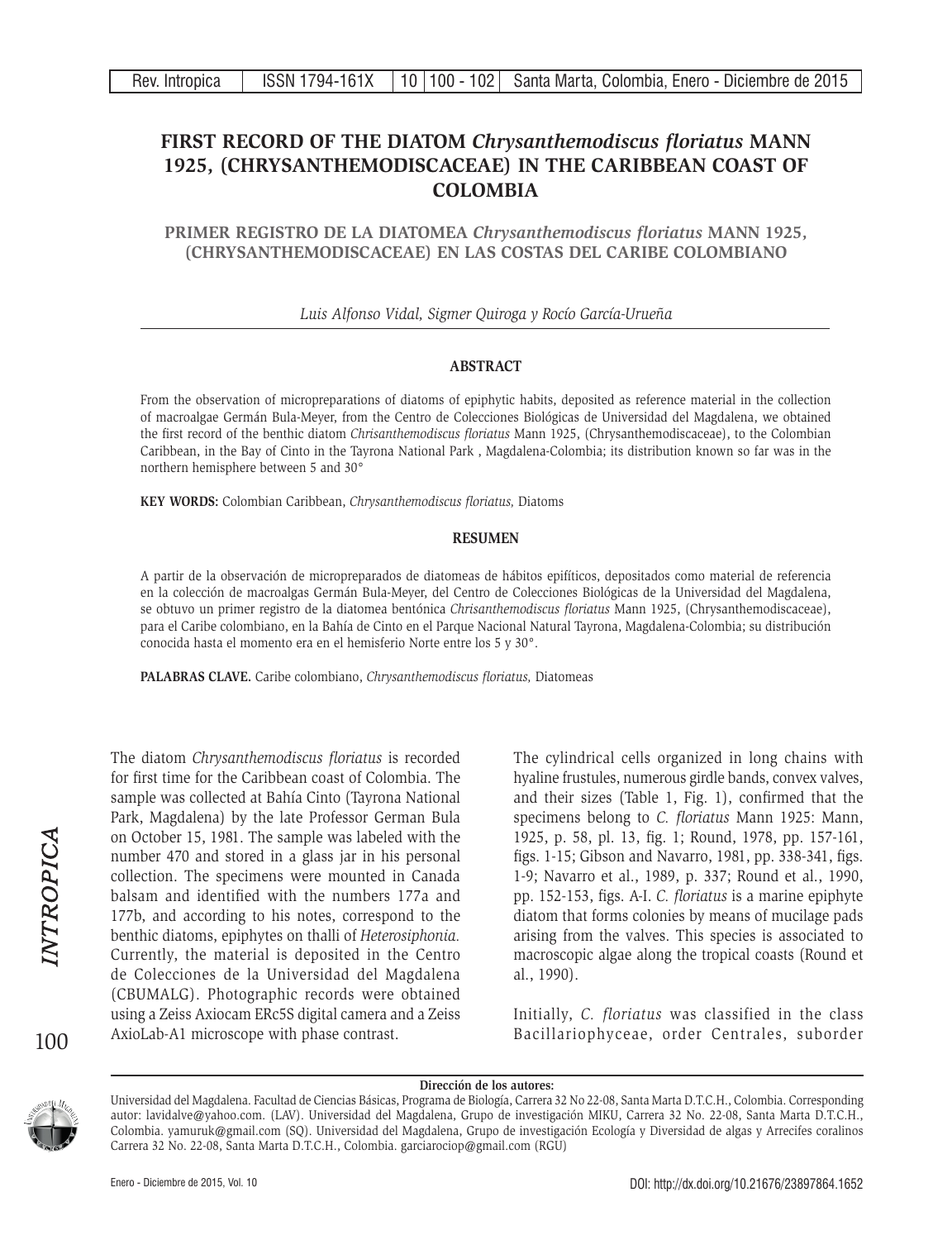# FIRST RECORD OF THE DIATOM *Chrysanthemodiscus floriatus* MANN 1925, (CHRYSANTHEMODISCACEAE) IN THE CARIBBEAN COAST OF COLOMBIA

## PRIMER REGISTRO DE LA DIATOMEA *Chrysanthemodiscus floriatus* MANN 1925, (CHRYSANTHEMODISCACEAE) EN LAS COSTAS DEL CARIBE COLOMBIANO

*Luis Alfonso Vidal, Sigmer Quiroga y Rocío García-Urueña*

### ABSTRACT

From the observation of micropreparations of diatoms of epiphytic habits, deposited as reference material in the collection of macroalgae Germán Bula-Meyer, from the Centro de Colecciones Biológicas de Universidad del Magdalena, we obtained the first record of the benthic diatom *Chrisanthemodiscus floriatus* Mann 1925, (Chrysanthemodiscaceae), to the Colombian Caribbean, in the Bay of Cinto in the Tayrona National Park , Magdalena-Colombia; its distribution known so far was in the northern hemisphere between 5 and 30°

**KEY WORDS:** Colombian Caribbean, *Chrysanthemodiscus floriatus,* Diatoms

### RESUMEN

A partir de la observación de micropreparados de diatomeas de hábitos epifíticos, depositados como material de referencia en la colección de macroalgas Germán Bula-Meyer, del Centro de Colecciones Biológicas de la Universidad del Magdalena, se obtuvo un primer registro de la diatomea bentónica *Chrisanthemodiscus floriatus* Mann 1925, (Chrysanthemodiscaceae), para el Caribe colombiano, en la Bahía de Cinto en el Parque Nacional Natural Tayrona, Magdalena-Colombia; su distribución conocida hasta el momento era en el hemisferio Norte entre los 5 y 30°.

**PALABRAS CLAVE.** Caribe colombiano, *Chrysanthemodiscus floriatus,* Diatomeas

The diatom *Chrysanthemodiscus floriatus* is recorded for first time for the Caribbean coast of Colombia. The sample was collected at Bahía Cinto (Tayrona National Park, Magdalena) by the late Professor German Bula on October 15, 1981. The sample was labeled with the number 470 and stored in a glass jar in his personal collection. The specimens were mounted in Canada balsam and identified with the numbers 177a and 177b, and according to his notes, correspond to the benthic diatoms, epiphytes on thalli of *Heterosiphonia.* Currently, the material is deposited in the Centro de Colecciones de la Universidad del Magdalena (CBUMALG). Photographic records were obtained using a Zeiss Axiocam ERc5S digital camera and a Zeiss AxioLab-A1 microscope with phase contrast.

The cylindrical cells organized in long chains with hyaline frustules, numerous girdle bands, convex valves, and their sizes (Table 1, Fig. 1), confirmed that the specimens belong to *C. floriatus* Mann 1925: Mann, 1925, p. 58, pl. 13, fig. 1; Round, 1978, pp. 157-161, figs. 1-15; Gibson and Navarro, 1981, pp. 338-341, figs. 1-9; Navarro et al., 1989, p. 337; Round et al., 1990, pp. 152-153, figs. A-I. *C. floriatus* is a marine epiphyte diatom that forms colonies by means of mucilage pads arising from the valves. This species is associated to macroscopic algae along the tropical coasts (Round et al., 1990).

Initially, *C. floriatus* was classified in the class Bacillariophyceae, order Centrales, suborder

**Dirección de los autores:**

Universidad del Magdalena. Facultad de Ciencias Básicas, Programa de Biología, Carrera 32 No 22-08, Santa Marta D.T.C.H., Colombia. Corresponding autor: lavidalve@yahoo.com. (LAV). Universidad del Magdalena, Grupo de investigación MIKU, Carrera 32 No. 22-08, Santa Marta D.T.C.H., Colombia. yamuruk@gmail.com (SQ). Universidad del Magdalena, Grupo de investigación Ecología y Diversidad de algas y Arrecifes coralinos Carrera 32 No. 22-08, Santa Marta D.T.C.H., Colombia. garciarociop@gmail.com (RGU)

DOI: http://dx.doi.org/10.21676/23897864.1652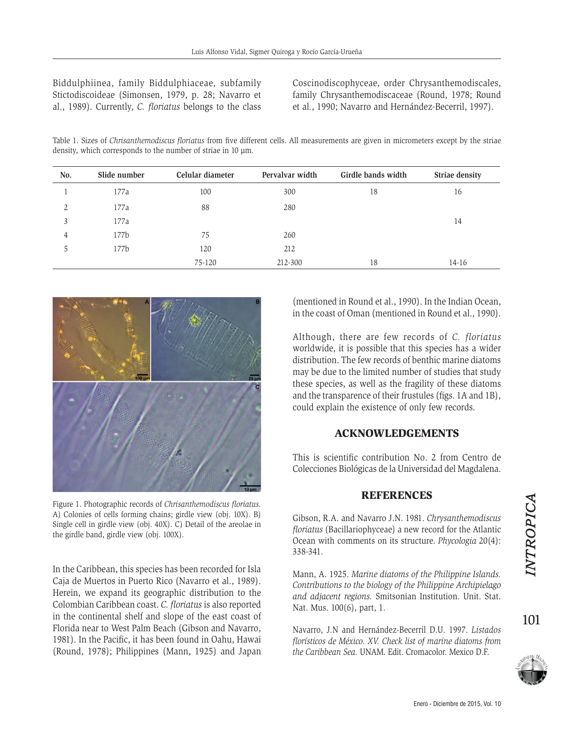Biddulphiinea, family Biddulphiaceae, subfamily Stictodiscoideae (Simonsen, 1979, p. 28; Navarro et al., 1989). Currently, *C. floriatus* belongs to the class Coscinodiscophyceae, order Chrysanthemodiscales, family Chrysanthemodiscaceae (Round, 1978; Round et al., 1990; Navarro and Hernández-Becerril, 1997).

Table 1. Sizes of *Chrisanthemodiscus floriatus* from five different cells. All measurements are given in micrometers except by the striae density, which corresponds to the number of striae in 10 µm.

| No. | Slide number | Celular diameter | Pervalvar width | Girdle bands width | Striae density |
|---|---|---|---|---|---|
| 1 | 177a | 100 | 300 | 18 | 16 |
| 2 | 177a | 88 | 280 | | |
| 3 | 177a | | | | 14 |
| 4 | 177b | 75 | 260 | | |
| 5 | 177b | 120 | 212 | | |
| | | 75-120 | 212-300 | 18 | 14-16 |

Figure 1. Photographic records of *Chrisanthemodiscus floriatus*. A) Colonies of cells forming chains; girdle view (obj. 10X). B) Single cell in girdle view (obj. 40X). C) Detail of the areolae in the girdle band, girdle view (obj. 100X).

In the Caribbean, this species has been recorded for Isla Caja de Muertos in Puerto Rico (Navarro et al., 1989). Herein, we expand its geographic distribution to the Colombian Caribbean coast. *C. floriatus* is also reported in the continental shelf and slope of the east coast of Florida near to West Palm Beach (Gibson and Navarro, 1981). In the Pacific, it has been found in Oahu, Hawai (Round, 1978); Philippines (Mann, 1925) and Japan (mentioned in Round et al., 1990). In the Indian Ocean, in the coast of Oman (mentioned in Round et al., 1990).

Although, there are few records of *C. floriatus* worldwide, it is possible that this species has a wider distribution. The few records of benthic marine diatoms may be due to the limited number of studies that study these species, as well as the fragility of these diatoms and the transparence of their frustules (figs. 1A and 1B), could explain the existence of only few records.

## ACKNOWLEDGEMENTS

This is scientific contribution No. 2 from Centro de Colecciones Biológicas de la Universidad del Magdalena.

## REFERENCES

Gibson, R.A. and Navarro J.N. 1981. *Chrysanthemodiscus floriatus* (Bacillariophyceae) a new record for the Atlantic Ocean with comments on its structure. *Phycologia* 20(4): 338-341.

Mann, A. 1925. *Marine diatoms of the Philippine Islands. Contributions to the biology of the Philippine Archipielago and adjacent regions.* Smitsonian Institution. Unit. Stat. Nat. Mus. 100(6), part, 1.

Navarro, J.N and Hernández-Becerril D.U. 1997. *Listados florísticos de México. XV. Check list of marine diatoms from the Caribbean Sea.* UNAM. Edit. Cromacolor. Mexico D.F.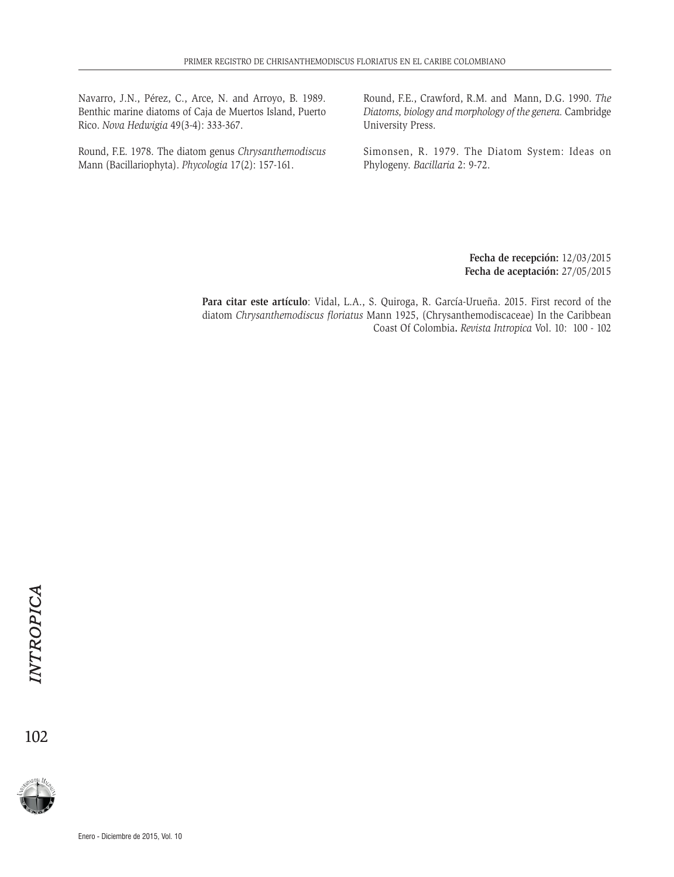Navarro, J.N., Pérez, C., Arce, N. and Arroyo, B. 1989. Benthic marine diatoms of Caja de Muertos Island, Puerto Rico. *Nova Hedwigia* 49(3-4): 333-367.

Round, F.E. 1978. The diatom genus *Chrysanthemodiscus* Mann (Bacillariophyta). *Phycologia* 17(2): 157-161.

Round, F.E., Crawford, R.M. and Mann, D.G. 1990. *The Diatoms, biology and morphology of the genera.* Cambridge University Press.

Simonsen, R. 1979. The Diatom System: Ideas on Phylogeny. *Bacillaria* 2: 9-72.

**Fecha de recepción:** 12/03/2015
**Fecha de aceptación:** 27/05/2015

**Para citar este artículo**: Vidal, L.A., S. Quiroga, R. García-Urueña. 2015. First record of the diatom *Chrysanthemodiscus floriatus* Mann 1925, (Chrysanthemodiscaceae) In the Caribbean Coast Of Colombia**.** *Revista Intropica* Vol. 10: 100 - 102